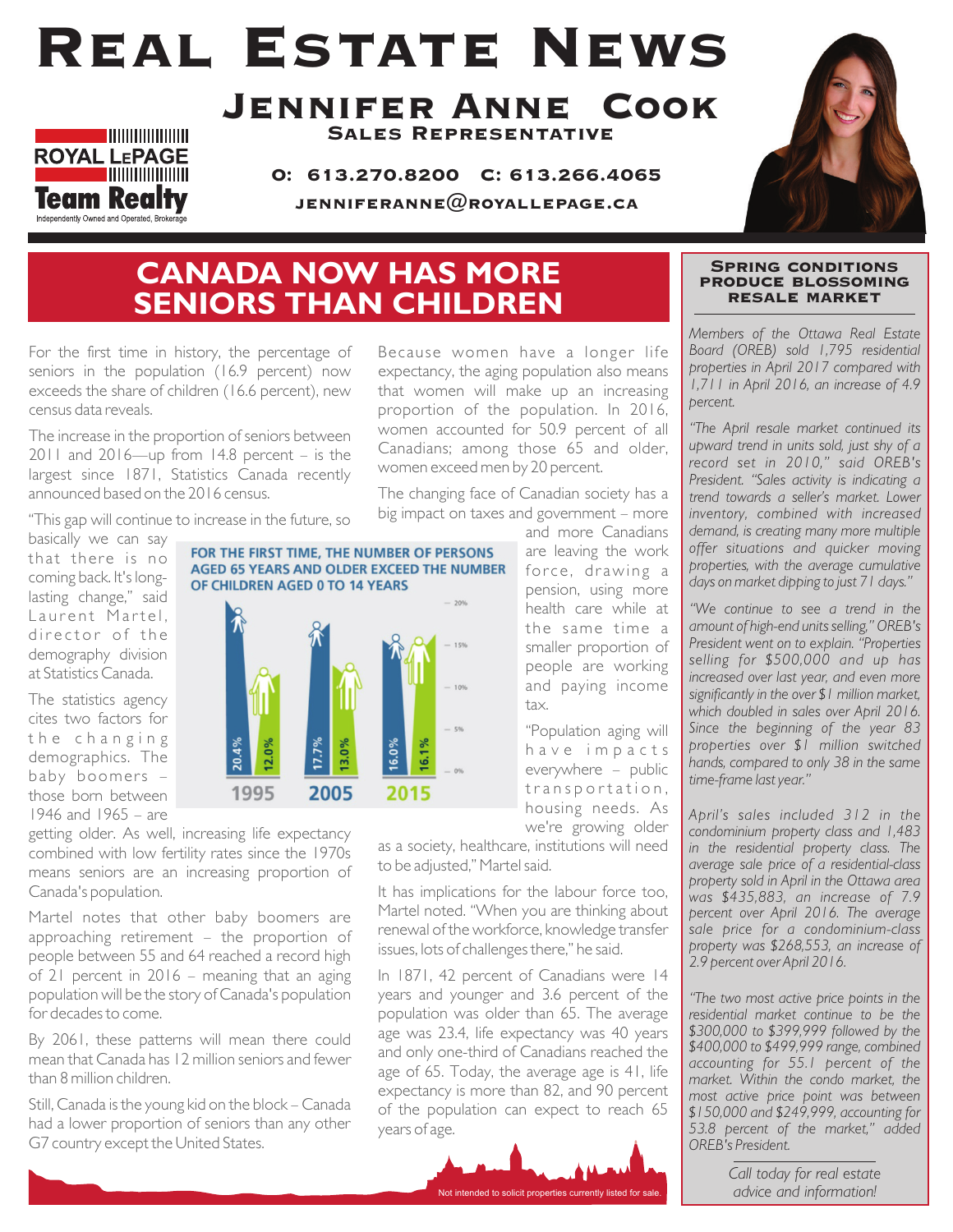# Real Estate News

## Jennifer Anne Cook

**Sales Representative**

Royal LePage Team Realty
Independently Owned and Operated, Brokerage

**O: 613.270.8200 C: 613.266.4065**

**jenniferanne@royallepage.ca**

## CANADA NOW HAS MORE SENIORS THAN CHILDREN

For the first time in history, the percentage of seniors in the population (16.9 percent) now exceeds the share of children (16.6 percent), new census data reveals.

The increase in the proportion of seniors between 2011 and 2016—up from 14.8 percent – is the largest since 1871, Statistics Canada recently announced based on the 2016 census.

"This gap will continue to increase in the future, so basically we can say that there is no coming back. It's long-lasting change," said Laurent Martel, director of the demography division at Statistics Canada.

**FOR THE FIRST TIME, THE NUMBER OF PERSONS AGED 65 YEARS AND OLDER EXCEED THE NUMBER OF CHILDREN AGED 0 TO 14 YEARS**

| Year | 65 years and older | 0 to 14 years |
|---|---|---|
| 1995 | 20.4% | 12.0% |
| 2005 | 17.7% | 13.0% |
| 2015 | 16.0% | 16.1% |

The statistics agency cites two factors for the changing demographics. The baby boomers – those born between 1946 and 1965 – are getting older. As well, increasing life expectancy combined with low fertility rates since the 1970s means seniors are an increasing proportion of Canada's population.

Martel notes that other baby boomers are approaching retirement – the proportion of people between 55 and 64 reached a record high of 21 percent in 2016 – meaning that an aging population will be the story of Canada's population for decades to come.

By 2061, these patterns will mean there could mean that Canada has 12 million seniors and fewer than 8 million children.

Still, Canada is the young kid on the block – Canada had a lower proportion of seniors than any other G7 country except the United States.

Because women have a longer life expectancy, the aging population also means that women will make up an increasing proportion of the population. In 2016, women accounted for 50.9 percent of all Canadians; among those 65 and older, women exceed men by 20 percent.

The changing face of Canadian society has a big impact on taxes and government – more and more Canadians are leaving the work force, drawing a pension, using more health care while at the same time a smaller proportion of people are working and paying income tax.

"Population aging will have impacts everywhere – public transportation, housing needs. As we're growing older as a society, healthcare, institutions will need to be adjusted," Martel said.

It has implications for the labour force too, Martel noted. "When you are thinking about renewal of the workforce, knowledge transfer issues, lots of challenges there," he said.

In 1871, 42 percent of Canadians were 14 years and younger and 3.6 percent of the population was older than 65. The average age was 23.4, life expectancy was 40 years and only one-third of Canadians reached the age of 65. Today, the average age is 41, life expectancy is more than 82, and 90 percent of the population can expect to reach 65 years of age.

## Spring conditions produce blossoming resale market

*Members of the Ottawa Real Estate Board (OREB) sold 1,795 residential properties in April 2017 compared with 1,711 in April 2016, an increase of 4.9 percent.*

*"The April resale market continued its upward trend in units sold, just shy of a record set in 2010," said OREB's President. "Sales activity is indicating a trend towards a seller's market. Lower inventory, combined with increased demand, is creating many more multiple offer situations and quicker moving properties, with the average cumulative days on market dipping to just 71 days."*

*"We continue to see a trend in the amount of high-end units selling," OREB's President went on to explain. "Properties selling for $500,000 and up has increased over last year, and even more significantly in the over $1 million market, which doubled in sales over April 2016. Since the beginning of the year 83 properties over $1 million switched hands, compared to only 38 in the same time-frame last year."*

*April's sales included 312 in the condominium property class and 1,483 in the residential property class. The average sale price of a residential-class property sold in April in the Ottawa area was $435,883, an increase of 7.9 percent over April 2016. The average sale price for a condominium-class property was $268,553, an increase of 2.9 percent over April 2016.*

*"The two most active price points in the residential market continue to be the $300,000 to $399,999 followed by the $400,000 to $499,999 range, combined accounting for 55.1 percent of the market. Within the condo market, the most active price point was between $150,000 and $249,999, accounting for 53.8 percent of the market," added OREB's President.*

*Call today for real estate advice and information!*

Not intended to solicit properties currently listed for sale.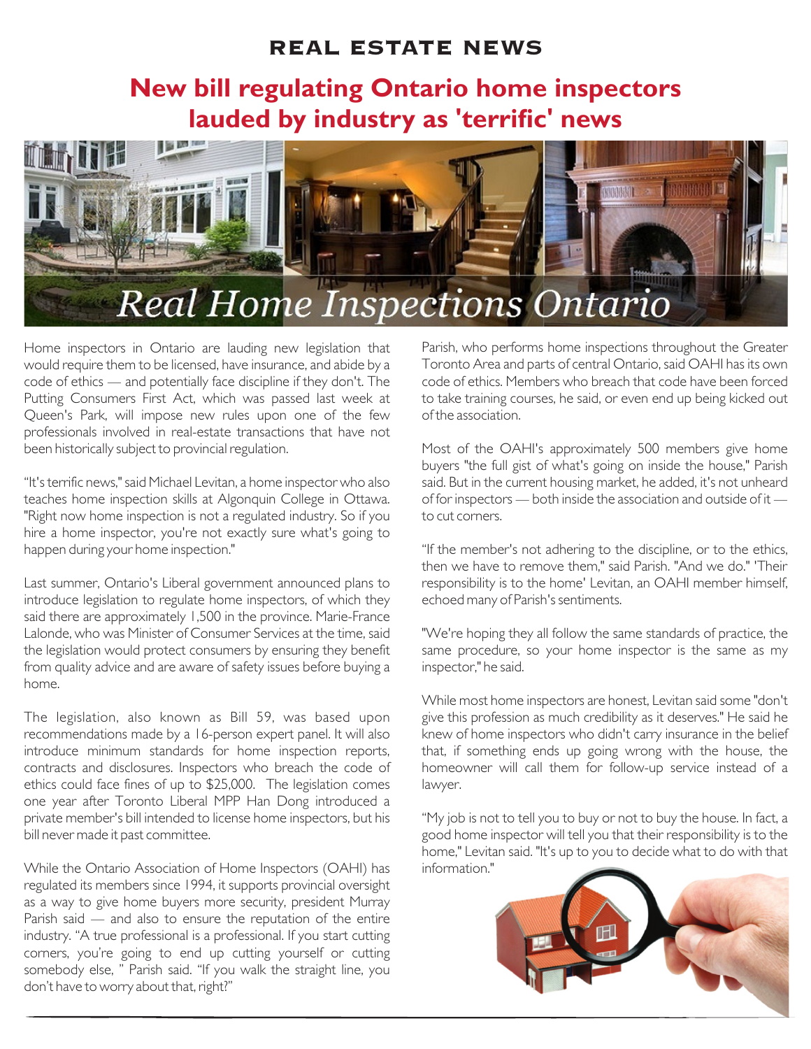**REAL ESTATE NEWS**

# New bill regulating Ontario home inspectors lauded by industry as 'terrific' news

Real Home Inspections Ontario

Home inspectors in Ontario are lauding new legislation that would require them to be licensed, have insurance, and abide by a code of ethics — and potentially face discipline if they don't. The Putting Consumers First Act, which was passed last week at Queen's Park, will impose new rules upon one of the few professionals involved in real-estate transactions that have not been historically subject to provincial regulation.

"It's terrific news," said Michael Levitan, a home inspector who also teaches home inspection skills at Algonquin College in Ottawa. "Right now home inspection is not a regulated industry. So if you hire a home inspector, you're not exactly sure what's going to happen during your home inspection."

Last summer, Ontario's Liberal government announced plans to introduce legislation to regulate home inspectors, of which they said there are approximately 1,500 in the province. Marie-France Lalonde, who was Minister of Consumer Services at the time, said the legislation would protect consumers by ensuring they benefit from quality advice and are aware of safety issues before buying a home.

The legislation, also known as Bill 59, was based upon recommendations made by a 16-person expert panel. It will also introduce minimum standards for home inspection reports, contracts and disclosures. Inspectors who breach the code of ethics could face fines of up to $25,000. The legislation comes one year after Toronto Liberal MPP Han Dong introduced a private member's bill intended to license home inspectors, but his bill never made it past committee.

While the Ontario Association of Home Inspectors (OAHI) has regulated its members since 1994, it supports provincial oversight as a way to give home buyers more security, president Murray Parish said — and also to ensure the reputation of the entire industry. "A true professional is a professional. If you start cutting corners, you're going to end up cutting yourself or cutting somebody else, " Parish said. "If you walk the straight line, you don't have to worry about that, right?"

Parish, who performs home inspections throughout the Greater Toronto Area and parts of central Ontario, said OAHI has its own code of ethics. Members who breach that code have been forced to take training courses, he said, or even end up being kicked out of the association.

Most of the OAHI's approximately 500 members give home buyers "the full gist of what's going on inside the house," Parish said. But in the current housing market, he added, it's not unheard of for inspectors — both inside the association and outside of it — to cut corners.

"If the member's not adhering to the discipline, or to the ethics, then we have to remove them," said Parish. "And we do." 'Their responsibility is to the home' Levitan, an OAHI member himself, echoed many of Parish's sentiments.

"We're hoping they all follow the same standards of practice, the same procedure, so your home inspector is the same as my inspector," he said.

While most home inspectors are honest, Levitan said some "don't give this profession as much credibility as it deserves." He said he knew of home inspectors who didn't carry insurance in the belief that, if something ends up going wrong with the house, the homeowner will call them for follow-up service instead of a lawyer.

"My job is not to tell you to buy or not to buy the house. In fact, a good home inspector will tell you that their responsibility is to the home," Levitan said. "It's up to you to decide what to do with that information."